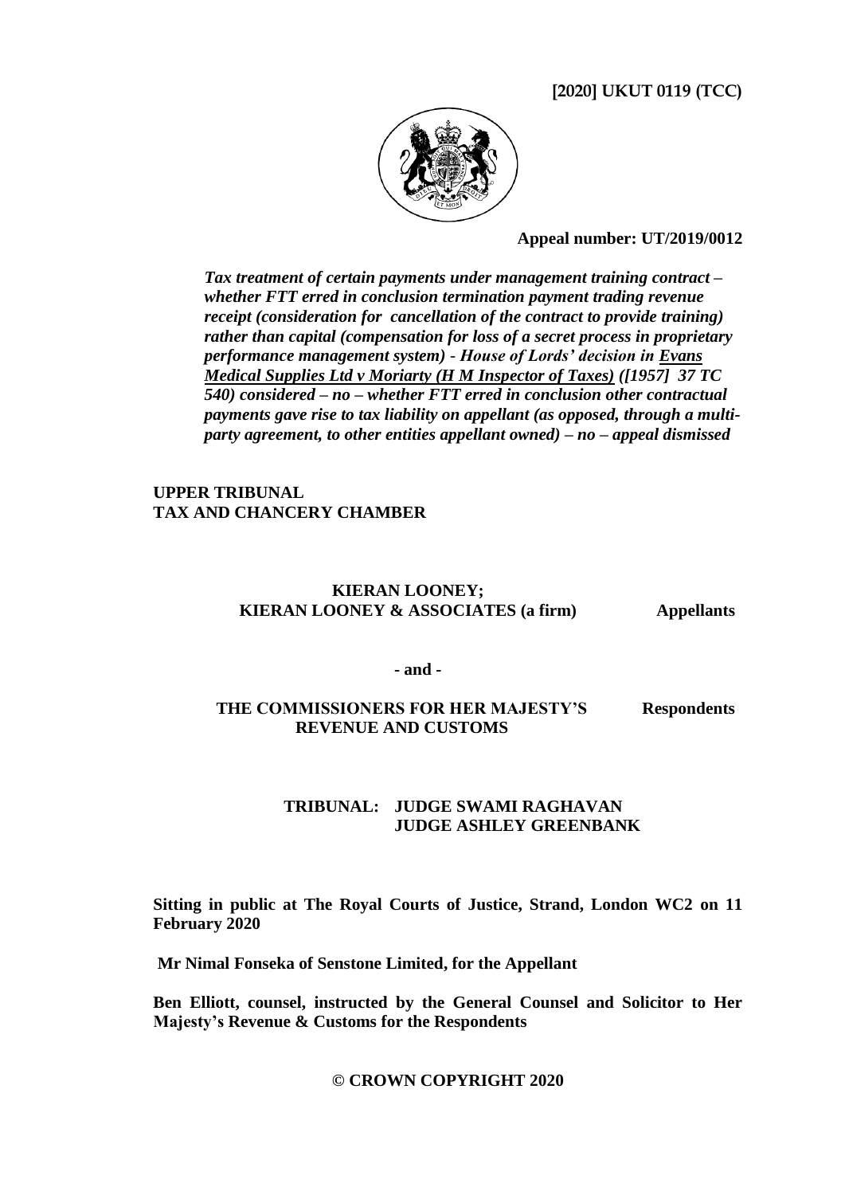**[2020] UKUT 0119 (TCC)**

**Appeal number: UT/2019/0012**

***Tax treatment of certain payments under management training contract – whether FTT erred in conclusion termination payment trading revenue receipt (consideration for cancellation of the contract to provide training) rather than capital (compensation for loss of a secret process in proprietary performance management system) - House of Lords' decision in Evans Medical Supplies Ltd v Moriarty (H M Inspector of Taxes) ([1957] 37 TC 540) considered – no – whether FTT erred in conclusion other contractual payments gave rise to tax liability on appellant (as opposed, through a multi-party agreement, to other entities appellant owned) – no – appeal dismissed***

**UPPER TRIBUNAL**
**TAX AND CHANCERY CHAMBER**

**KIERAN LOONEY;**
**KIERAN LOONEY & ASSOCIATES (a firm)** **Appellants**

**- and -**

**THE COMMISSIONERS FOR HER MAJESTY'S REVENUE AND CUSTOMS** **Respondents**

**TRIBUNAL: JUDGE SWAMI RAGHAVAN**
**JUDGE ASHLEY GREENBANK**

**Sitting in public at The Royal Courts of Justice, Strand, London WC2 on 11 February 2020**

**Mr Nimal Fonseka of Senstone Limited, for the Appellant**

**Ben Elliott, counsel, instructed by the General Counsel and Solicitor to Her Majesty's Revenue & Customs for the Respondents**

**© CROWN COPYRIGHT 2020**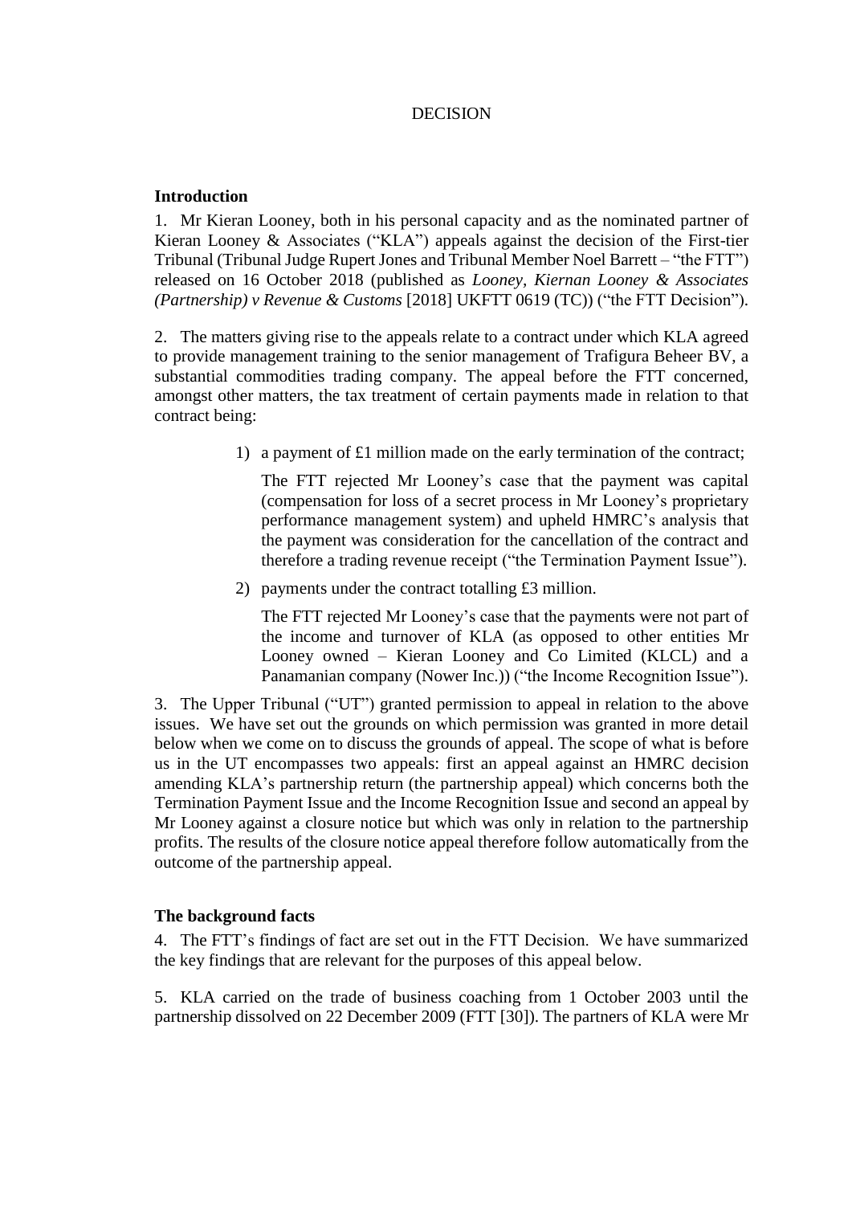DECISION

**Introduction**

1. Mr Kieran Looney, both in his personal capacity and as the nominated partner of Kieran Looney & Associates ("KLA") appeals against the decision of the First-tier Tribunal (Tribunal Judge Rupert Jones and Tribunal Member Noel Barrett – "the FTT") released on 16 October 2018 (published as *Looney, Kiernan Looney & Associates (Partnership) v Revenue & Customs* [2018] UKFTT 0619 (TC)) ("the FTT Decision").

2. The matters giving rise to the appeals relate to a contract under which KLA agreed to provide management training to the senior management of Trafigura Beheer BV, a substantial commodities trading company. The appeal before the FTT concerned, amongst other matters, the tax treatment of certain payments made in relation to that contract being:

1) a payment of £1 million made on the early termination of the contract;

   The FTT rejected Mr Looney's case that the payment was capital (compensation for loss of a secret process in Mr Looney's proprietary performance management system) and upheld HMRC's analysis that the payment was consideration for the cancellation of the contract and therefore a trading revenue receipt ("the Termination Payment Issue").

2) payments under the contract totalling £3 million.

   The FTT rejected Mr Looney's case that the payments were not part of the income and turnover of KLA (as opposed to other entities Mr Looney owned – Kieran Looney and Co Limited (KLCL) and a Panamanian company (Nower Inc.)) ("the Income Recognition Issue").

3. The Upper Tribunal ("UT") granted permission to appeal in relation to the above issues. We have set out the grounds on which permission was granted in more detail below when we come on to discuss the grounds of appeal. The scope of what is before us in the UT encompasses two appeals: first an appeal against an HMRC decision amending KLA's partnership return (the partnership appeal) which concerns both the Termination Payment Issue and the Income Recognition Issue and second an appeal by Mr Looney against a closure notice but which was only in relation to the partnership profits. The results of the closure notice appeal therefore follow automatically from the outcome of the partnership appeal.

**The background facts**

4. The FTT's findings of fact are set out in the FTT Decision. We have summarized the key findings that are relevant for the purposes of this appeal below.

5. KLA carried on the trade of business coaching from 1 October 2003 until the partnership dissolved on 22 December 2009 (FTT [30]). The partners of KLA were Mr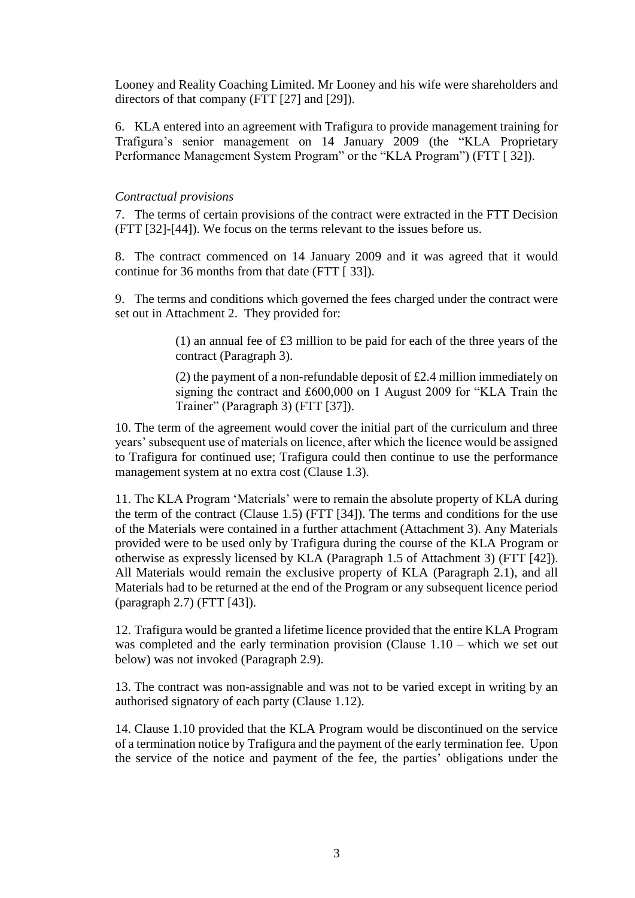Looney and Reality Coaching Limited. Mr Looney and his wife were shareholders and directors of that company (FTT [27] and [29]).

6. KLA entered into an agreement with Trafigura to provide management training for Trafigura's senior management on 14 January 2009 (the "KLA Proprietary Performance Management System Program" or the "KLA Program") (FTT [ 32]).

*Contractual provisions*

7. The terms of certain provisions of the contract were extracted in the FTT Decision (FTT [32]-[44]). We focus on the terms relevant to the issues before us.

8. The contract commenced on 14 January 2009 and it was agreed that it would continue for 36 months from that date (FTT [ 33]).

9. The terms and conditions which governed the fees charged under the contract were set out in Attachment 2. They provided for:

> (1) an annual fee of £3 million to be paid for each of the three years of the contract (Paragraph 3).
>
> (2) the payment of a non-refundable deposit of £2.4 million immediately on signing the contract and £600,000 on 1 August 2009 for "KLA Train the Trainer" (Paragraph 3) (FTT [37]).

10. The term of the agreement would cover the initial part of the curriculum and three years' subsequent use of materials on licence, after which the licence would be assigned to Trafigura for continued use; Trafigura could then continue to use the performance management system at no extra cost (Clause 1.3).

11. The KLA Program 'Materials' were to remain the absolute property of KLA during the term of the contract (Clause 1.5) (FTT [34]). The terms and conditions for the use of the Materials were contained in a further attachment (Attachment 3). Any Materials provided were to be used only by Trafigura during the course of the KLA Program or otherwise as expressly licensed by KLA (Paragraph 1.5 of Attachment 3) (FTT [42]). All Materials would remain the exclusive property of KLA (Paragraph 2.1), and all Materials had to be returned at the end of the Program or any subsequent licence period (paragraph 2.7) (FTT [43]).

12. Trafigura would be granted a lifetime licence provided that the entire KLA Program was completed and the early termination provision (Clause 1.10 – which we set out below) was not invoked (Paragraph 2.9).

13. The contract was non-assignable and was not to be varied except in writing by an authorised signatory of each party (Clause 1.12).

14. Clause 1.10 provided that the KLA Program would be discontinued on the service of a termination notice by Trafigura and the payment of the early termination fee. Upon the service of the notice and payment of the fee, the parties' obligations under the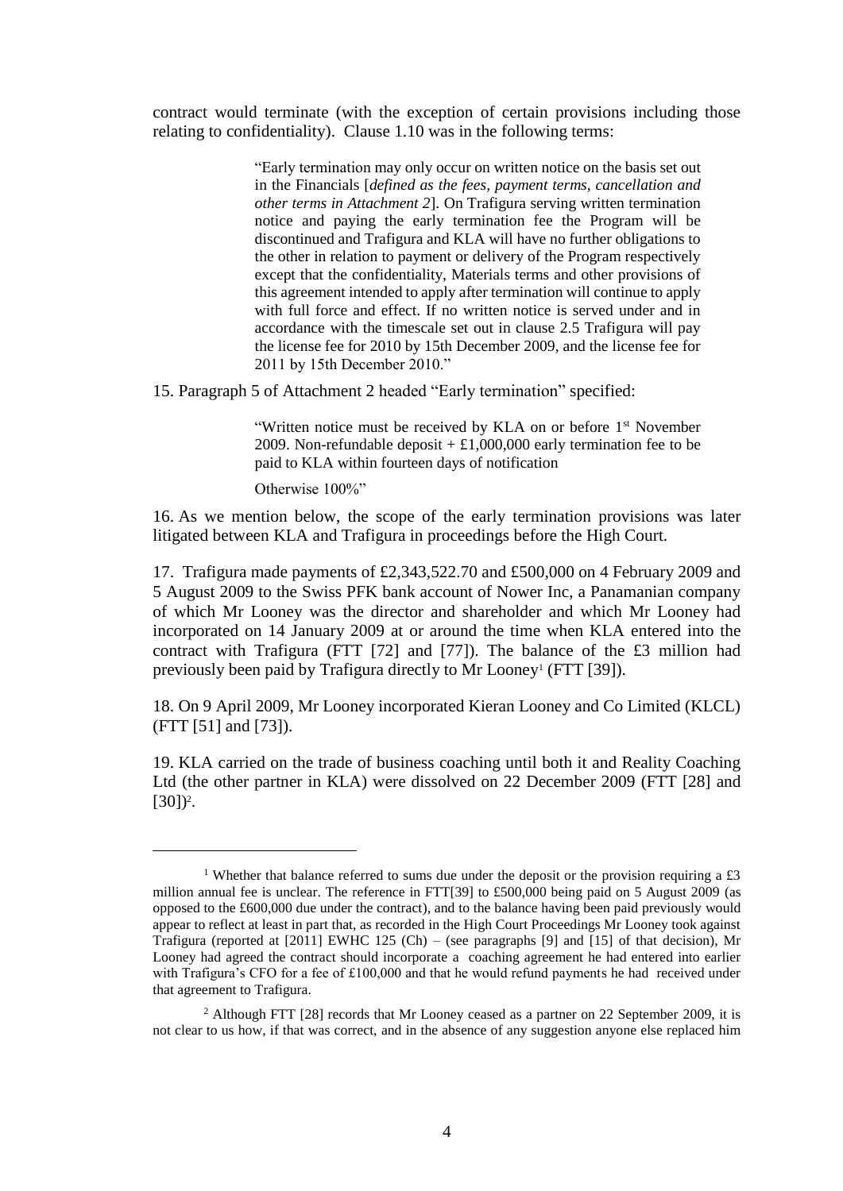contract would terminate (with the exception of certain provisions including those relating to confidentiality). Clause 1.10 was in the following terms:

> "Early termination may only occur on written notice on the basis set out in the Financials [*defined as the fees, payment terms, cancellation and other terms in Attachment 2*]. On Trafigura serving written termination notice and paying the early termination fee the Program will be discontinued and Trafigura and KLA will have no further obligations to the other in relation to payment or delivery of the Program respectively except that the confidentiality, Materials terms and other provisions of this agreement intended to apply after termination will continue to apply with full force and effect. If no written notice is served under and in accordance with the timescale set out in clause 2.5 Trafigura will pay the license fee for 2010 by 15th December 2009, and the license fee for 2011 by 15th December 2010."

15. Paragraph 5 of Attachment 2 headed "Early termination" specified:

> "Written notice must be received by KLA on or before 1st November 2009. Non-refundable deposit + £1,000,000 early termination fee to be paid to KLA within fourteen days of notification
>
> Otherwise 100%"

16. As we mention below, the scope of the early termination provisions was later litigated between KLA and Trafigura in proceedings before the High Court.

17. Trafigura made payments of £2,343,522.70 and £500,000 on 4 February 2009 and 5 August 2009 to the Swiss PFK bank account of Nower Inc, a Panamanian company of which Mr Looney was the director and shareholder and which Mr Looney had incorporated on 14 January 2009 at or around the time when KLA entered into the contract with Trafigura (FTT [72] and [77]). The balance of the £3 million had previously been paid by Trafigura directly to Mr Looney[1] (FTT [39]).

18. On 9 April 2009, Mr Looney incorporated Kieran Looney and Co Limited (KLCL) (FTT [51] and [73]).

19. KLA carried on the trade of business coaching until both it and Reality Coaching Ltd (the other partner in KLA) were dissolved on 22 December 2009 (FTT [28] and [30])[2].

---

[1] Whether that balance referred to sums due under the deposit or the provision requiring a £3 million annual fee is unclear. The reference in FTT[39] to £500,000 being paid on 5 August 2009 (as opposed to the £600,000 due under the contract), and to the balance having been paid previously would appear to reflect at least in part that, as recorded in the High Court Proceedings Mr Looney took against Trafigura (reported at [2011] EWHC 125 (Ch) – (see paragraphs [9] and [15] of that decision), Mr Looney had agreed the contract should incorporate a coaching agreement he had entered into earlier with Trafigura's CFO for a fee of £100,000 and that he would refund payments he had received under that agreement to Trafigura.

[2] Although FTT [28] records that Mr Looney ceased as a partner on 22 September 2009, it is not clear to us how, if that was correct, and in the absence of any suggestion anyone else replaced him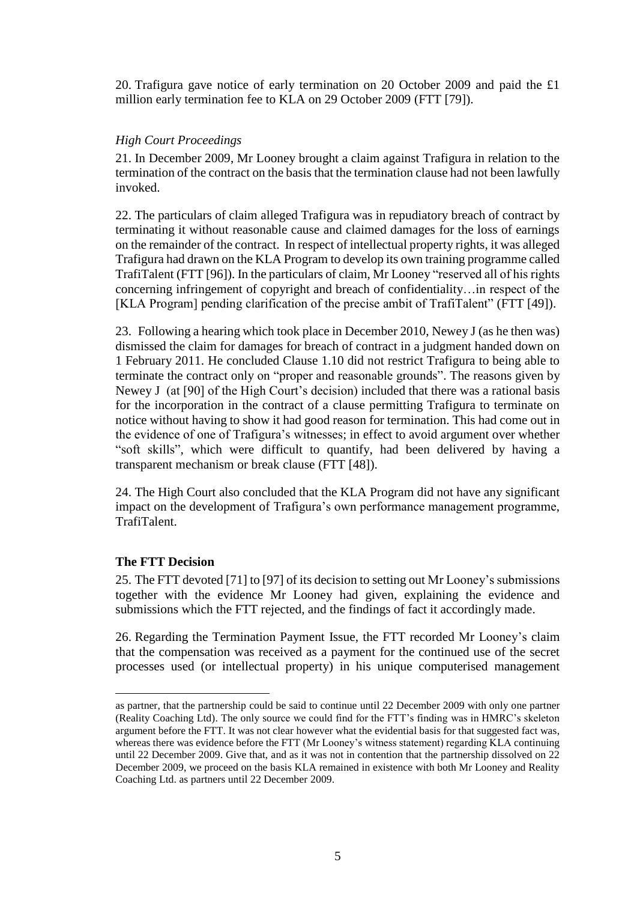20. Trafigura gave notice of early termination on 20 October 2009 and paid the £1 million early termination fee to KLA on 29 October 2009 (FTT [79]).

*High Court Proceedings*

21. In December 2009, Mr Looney brought a claim against Trafigura in relation to the termination of the contract on the basis that the termination clause had not been lawfully invoked.

22. The particulars of claim alleged Trafigura was in repudiatory breach of contract by terminating it without reasonable cause and claimed damages for the loss of earnings on the remainder of the contract. In respect of intellectual property rights, it was alleged Trafigura had drawn on the KLA Program to develop its own training programme called TrafiTalent (FTT [96]). In the particulars of claim, Mr Looney "reserved all of his rights concerning infringement of copyright and breach of confidentiality…in respect of the [KLA Program] pending clarification of the precise ambit of TrafiTalent" (FTT [49]).

23. Following a hearing which took place in December 2010, Newey J (as he then was) dismissed the claim for damages for breach of contract in a judgment handed down on 1 February 2011. He concluded Clause 1.10 did not restrict Trafigura to being able to terminate the contract only on "proper and reasonable grounds". The reasons given by Newey J (at [90] of the High Court's decision) included that there was a rational basis for the incorporation in the contract of a clause permitting Trafigura to terminate on notice without having to show it had good reason for termination. This had come out in the evidence of one of Trafigura's witnesses; in effect to avoid argument over whether "soft skills", which were difficult to quantify, had been delivered by having a transparent mechanism or break clause (FTT [48]).

24. The High Court also concluded that the KLA Program did not have any significant impact on the development of Trafigura's own performance management programme, TrafiTalent.

## The FTT Decision

25. The FTT devoted [71] to [97] of its decision to setting out Mr Looney's submissions together with the evidence Mr Looney had given, explaining the evidence and submissions which the FTT rejected, and the findings of fact it accordingly made.

26. Regarding the Termination Payment Issue, the FTT recorded Mr Looney's claim that the compensation was received as a payment for the continued use of the secret processes used (or intellectual property) in his unique computerised management

---

as partner, that the partnership could be said to continue until 22 December 2009 with only one partner (Reality Coaching Ltd). The only source we could find for the FTT's finding was in HMRC's skeleton argument before the FTT. It was not clear however what the evidential basis for that suggested fact was, whereas there was evidence before the FTT (Mr Looney's witness statement) regarding KLA continuing until 22 December 2009. Give that, and as it was not in contention that the partnership dissolved on 22 December 2009, we proceed on the basis KLA remained in existence with both Mr Looney and Reality Coaching Ltd. as partners until 22 December 2009.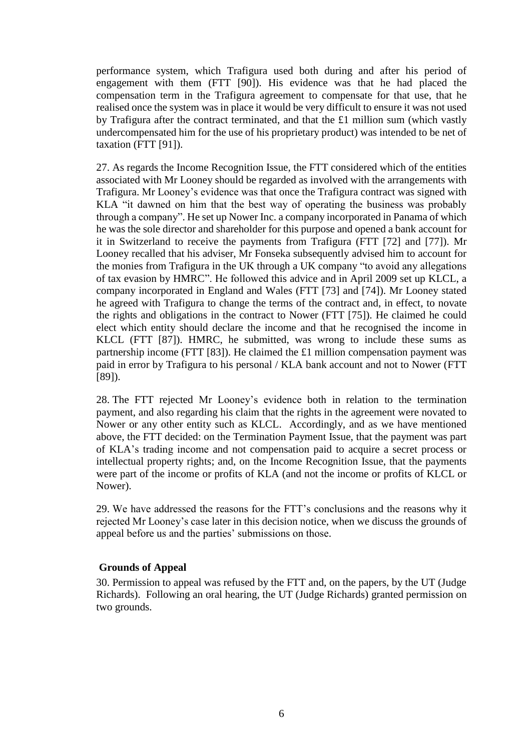performance system, which Trafigura used both during and after his period of engagement with them (FTT [90]). His evidence was that he had placed the compensation term in the Trafigura agreement to compensate for that use, that he realised once the system was in place it would be very difficult to ensure it was not used by Trafigura after the contract terminated, and that the £1 million sum (which vastly undercompensated him for the use of his proprietary product) was intended to be net of taxation (FTT [91]).

27. As regards the Income Recognition Issue, the FTT considered which of the entities associated with Mr Looney should be regarded as involved with the arrangements with Trafigura. Mr Looney's evidence was that once the Trafigura contract was signed with KLA "it dawned on him that the best way of operating the business was probably through a company". He set up Nower Inc. a company incorporated in Panama of which he was the sole director and shareholder for this purpose and opened a bank account for it in Switzerland to receive the payments from Trafigura (FTT [72] and [77]). Mr Looney recalled that his adviser, Mr Fonseka subsequently advised him to account for the monies from Trafigura in the UK through a UK company "to avoid any allegations of tax evasion by HMRC". He followed this advice and in April 2009 set up KLCL, a company incorporated in England and Wales (FTT [73] and [74]). Mr Looney stated he agreed with Trafigura to change the terms of the contract and, in effect, to novate the rights and obligations in the contract to Nower (FTT [75]). He claimed he could elect which entity should declare the income and that he recognised the income in KLCL (FTT [87]). HMRC, he submitted, was wrong to include these sums as partnership income (FTT [83]). He claimed the £1 million compensation payment was paid in error by Trafigura to his personal / KLA bank account and not to Nower (FTT [89]).

28. The FTT rejected Mr Looney's evidence both in relation to the termination payment, and also regarding his claim that the rights in the agreement were novated to Nower or any other entity such as KLCL. Accordingly, and as we have mentioned above, the FTT decided: on the Termination Payment Issue, that the payment was part of KLA's trading income and not compensation paid to acquire a secret process or intellectual property rights; and, on the Income Recognition Issue, that the payments were part of the income or profits of KLA (and not the income or profits of KLCL or Nower).

29. We have addressed the reasons for the FTT's conclusions and the reasons why it rejected Mr Looney's case later in this decision notice, when we discuss the grounds of appeal before us and the parties' submissions on those.

## Grounds of Appeal

30. Permission to appeal was refused by the FTT and, on the papers, by the UT (Judge Richards). Following an oral hearing, the UT (Judge Richards) granted permission on two grounds.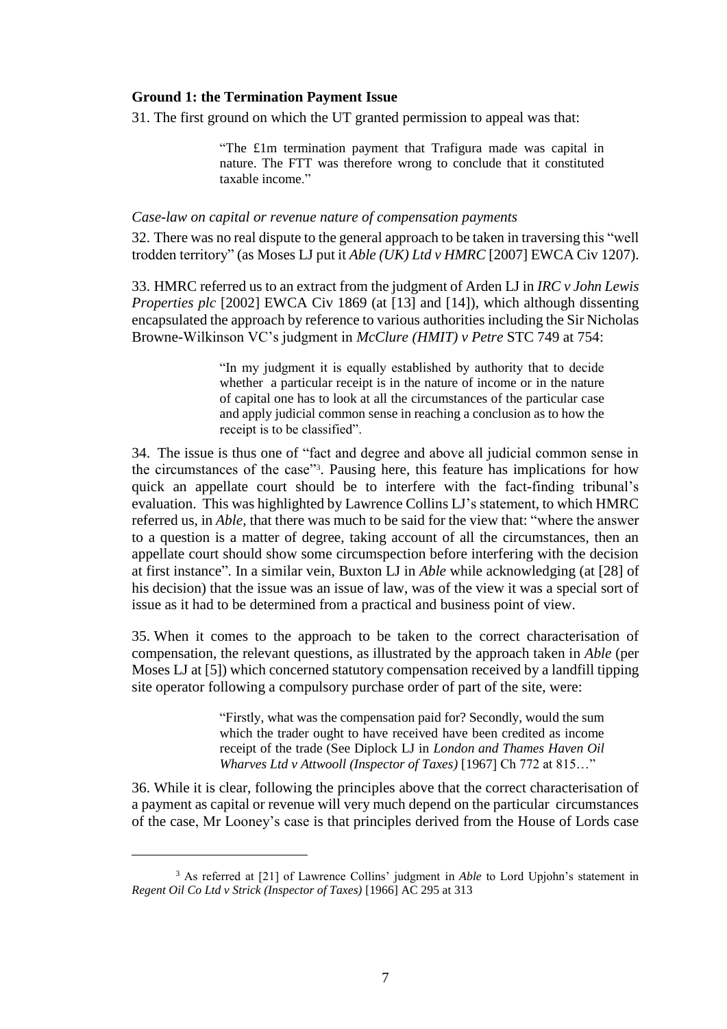**Ground 1: the Termination Payment Issue**

31. The first ground on which the UT granted permission to appeal was that:

> "The £1m termination payment that Trafigura made was capital in nature. The FTT was therefore wrong to conclude that it constituted taxable income."

*Case-law on capital or revenue nature of compensation payments*

32. There was no real dispute to the general approach to be taken in traversing this "well trodden territory" (as Moses LJ put it *Able (UK) Ltd v HMRC* [2007] EWCA Civ 1207).

33. HMRC referred us to an extract from the judgment of Arden LJ in *IRC v John Lewis Properties plc* [2002] EWCA Civ 1869 (at [13] and [14]), which although dissenting encapsulated the approach by reference to various authorities including the Sir Nicholas Browne-Wilkinson VC's judgment in *McClure (HMIT) v Petre* STC 749 at 754:

> "In my judgment it is equally established by authority that to decide whether a particular receipt is in the nature of income or in the nature of capital one has to look at all the circumstances of the particular case and apply judicial common sense in reaching a conclusion as to how the receipt is to be classified".

34. The issue is thus one of "fact and degree and above all judicial common sense in the circumstances of the case"[3]. Pausing here, this feature has implications for how quick an appellate court should be to interfere with the fact-finding tribunal's evaluation. This was highlighted by Lawrence Collins LJ's statement, to which HMRC referred us, in *Able,* that there was much to be said for the view that: "where the answer to a question is a matter of degree, taking account of all the circumstances, then an appellate court should show some circumspection before interfering with the decision at first instance". In a similar vein, Buxton LJ in *Able* while acknowledging (at [28] of his decision) that the issue was an issue of law, was of the view it was a special sort of issue as it had to be determined from a practical and business point of view.

35. When it comes to the approach to be taken to the correct characterisation of compensation, the relevant questions, as illustrated by the approach taken in *Able* (per Moses LJ at [5]) which concerned statutory compensation received by a landfill tipping site operator following a compulsory purchase order of part of the site, were:

> "Firstly, what was the compensation paid for? Secondly, would the sum which the trader ought to have received have been credited as income receipt of the trade (See Diplock LJ in *London and Thames Haven Oil Wharves Ltd v Attwooll (Inspector of Taxes)* [1967] Ch 772 at 815…"

36. While it is clear, following the principles above that the correct characterisation of a payment as capital or revenue will very much depend on the particular circumstances of the case, Mr Looney's case is that principles derived from the House of Lords case

---

[3] As referred at [21] of Lawrence Collins' judgment in *Able* to Lord Upjohn's statement in *Regent Oil Co Ltd v Strick (Inspector of Taxes)* [1966] AC 295 at 313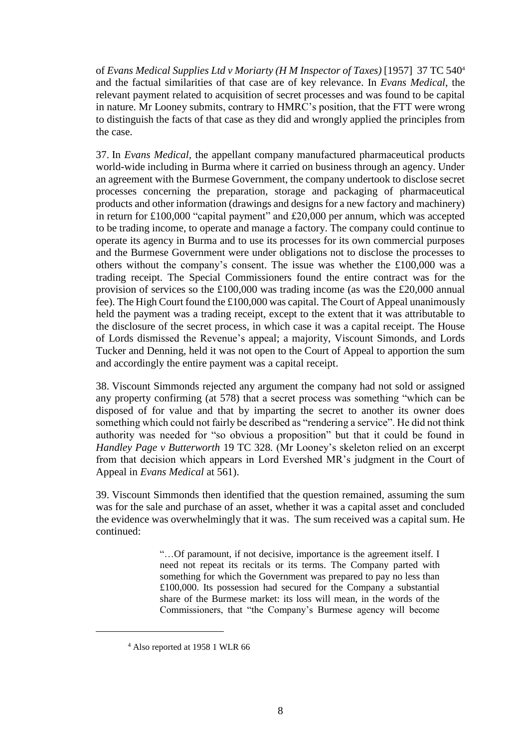of *Evans Medical Supplies Ltd v Moriarty (H M Inspector of Taxes)* [1957] 37 TC 540[4] and the factual similarities of that case are of key relevance. In *Evans Medical*, the relevant payment related to acquisition of secret processes and was found to be capital in nature. Mr Looney submits, contrary to HMRC's position, that the FTT were wrong to distinguish the facts of that case as they did and wrongly applied the principles from the case.

37. In *Evans Medical*, the appellant company manufactured pharmaceutical products world-wide including in Burma where it carried on business through an agency. Under an agreement with the Burmese Government, the company undertook to disclose secret processes concerning the preparation, storage and packaging of pharmaceutical products and other information (drawings and designs for a new factory and machinery) in return for £100,000 "capital payment" and £20,000 per annum, which was accepted to be trading income, to operate and manage a factory. The company could continue to operate its agency in Burma and to use its processes for its own commercial purposes and the Burmese Government were under obligations not to disclose the processes to others without the company's consent. The issue was whether the £100,000 was a trading receipt. The Special Commissioners found the entire contract was for the provision of services so the £100,000 was trading income (as was the £20,000 annual fee). The High Court found the £100,000 was capital. The Court of Appeal unanimously held the payment was a trading receipt, except to the extent that it was attributable to the disclosure of the secret process, in which case it was a capital receipt. The House of Lords dismissed the Revenue's appeal; a majority, Viscount Simonds, and Lords Tucker and Denning, held it was not open to the Court of Appeal to apportion the sum and accordingly the entire payment was a capital receipt.

38. Viscount Simmonds rejected any argument the company had not sold or assigned any property confirming (at 578) that a secret process was something "which can be disposed of for value and that by imparting the secret to another its owner does something which could not fairly be described as "rendering a service". He did not think authority was needed for "so obvious a proposition" but that it could be found in *Handley Page v Butterworth* 19 TC 328. (Mr Looney's skeleton relied on an excerpt from that decision which appears in Lord Evershed MR's judgment in the Court of Appeal in *Evans Medical* at 561).

39. Viscount Simmonds then identified that the question remained, assuming the sum was for the sale and purchase of an asset, whether it was a capital asset and concluded the evidence was overwhelmingly that it was. The sum received was a capital sum. He continued:

> "…Of paramount, if not decisive, importance is the agreement itself. I need not repeat its recitals or its terms. The Company parted with something for which the Government was prepared to pay no less than £100,000. Its possession had secured for the Company a substantial share of the Burmese market: its loss will mean, in the words of the Commissioners, that "the Company's Burmese agency will become

[4] Also reported at 1958 1 WLR 66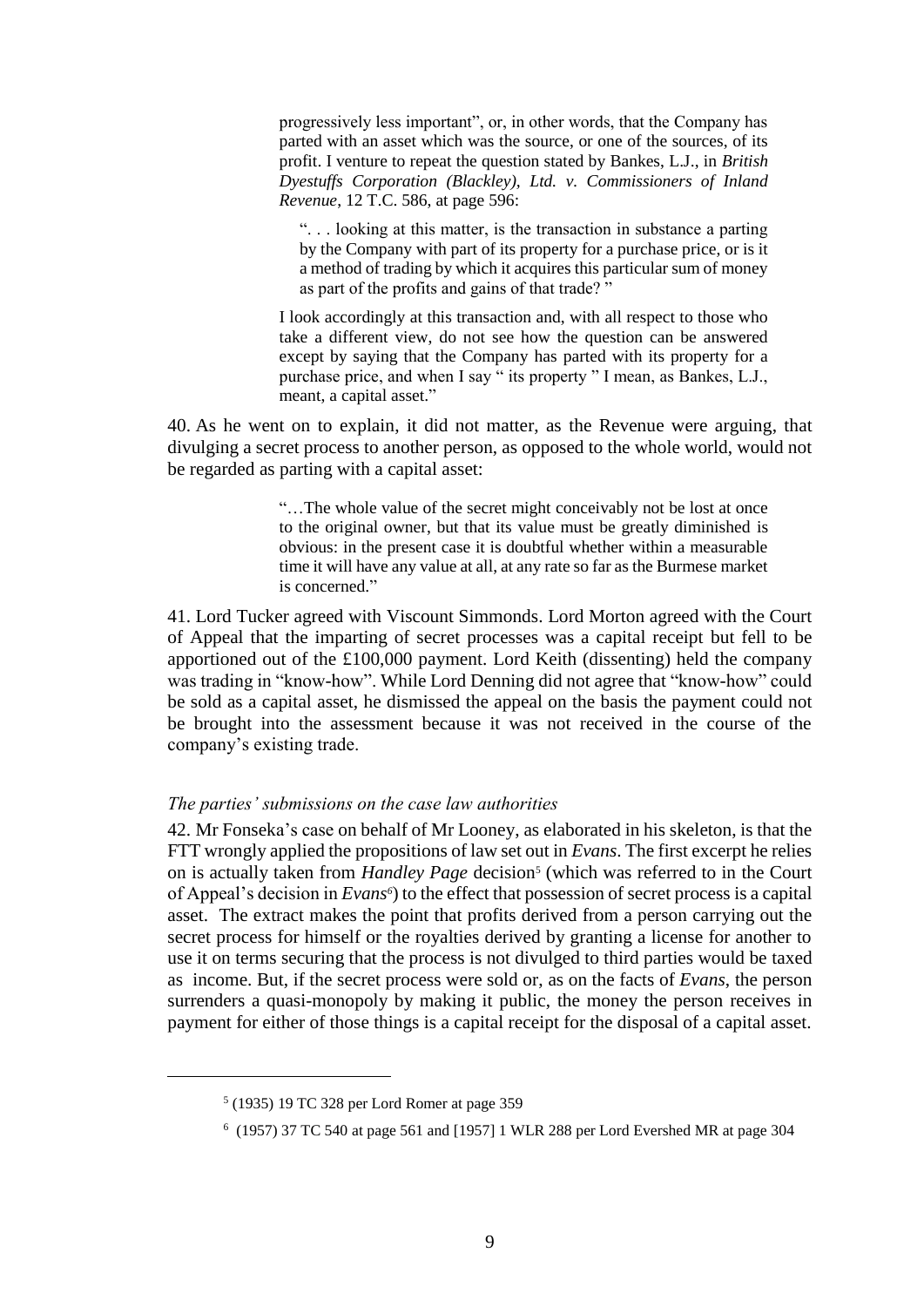> progressively less important", or, in other words, that the Company has parted with an asset which was the source, or one of the sources, of its profit. I venture to repeat the question stated by Bankes, L.J., in *British Dyestuffs Corporation (Blackley), Ltd. v. Commissioners of Inland Revenue*, 12 T.C. 586, at page 596:
>
> > ". . . looking at this matter, is the transaction in substance a parting by the Company with part of its property for a purchase price, or is it a method of trading by which it acquires this particular sum of money as part of the profits and gains of that trade? "
>
> I look accordingly at this transaction and, with all respect to those who take a different view, do not see how the question can be answered except by saying that the Company has parted with its property for a purchase price, and when I say " its property " I mean, as Bankes, L.J., meant, a capital asset."

40. As he went on to explain, it did not matter, as the Revenue were arguing, that divulging a secret process to another person, as opposed to the whole world, would not be regarded as parting with a capital asset:

> "…The whole value of the secret might conceivably not be lost at once to the original owner, but that its value must be greatly diminished is obvious: in the present case it is doubtful whether within a measurable time it will have any value at all, at any rate so far as the Burmese market is concerned."

41. Lord Tucker agreed with Viscount Simmonds. Lord Morton agreed with the Court of Appeal that the imparting of secret processes was a capital receipt but fell to be apportioned out of the £100,000 payment. Lord Keith (dissenting) held the company was trading in "know-how". While Lord Denning did not agree that "know-how" could be sold as a capital asset, he dismissed the appeal on the basis the payment could not be brought into the assessment because it was not received in the course of the company's existing trade.

*The parties' submissions on the case law authorities*

42. Mr Fonseka's case on behalf of Mr Looney, as elaborated in his skeleton, is that the FTT wrongly applied the propositions of law set out in *Evans*. The first excerpt he relies on is actually taken from *Handley Page* decision[5] (which was referred to in the Court of Appeal's decision in *Evans*[6]) to the effect that possession of secret process is a capital asset. The extract makes the point that profits derived from a person carrying out the secret process for himself or the royalties derived by granting a license for another to use it on terms securing that the process is not divulged to third parties would be taxed as income. But, if the secret process were sold or, as on the facts of *Evans*, the person surrenders a quasi-monopoly by making it public, the money the person receives in payment for either of those things is a capital receipt for the disposal of a capital asset.

---

[5] (1935) 19 TC 328 per Lord Romer at page 359

[6] (1957) 37 TC 540 at page 561 and [1957] 1 WLR 288 per Lord Evershed MR at page 304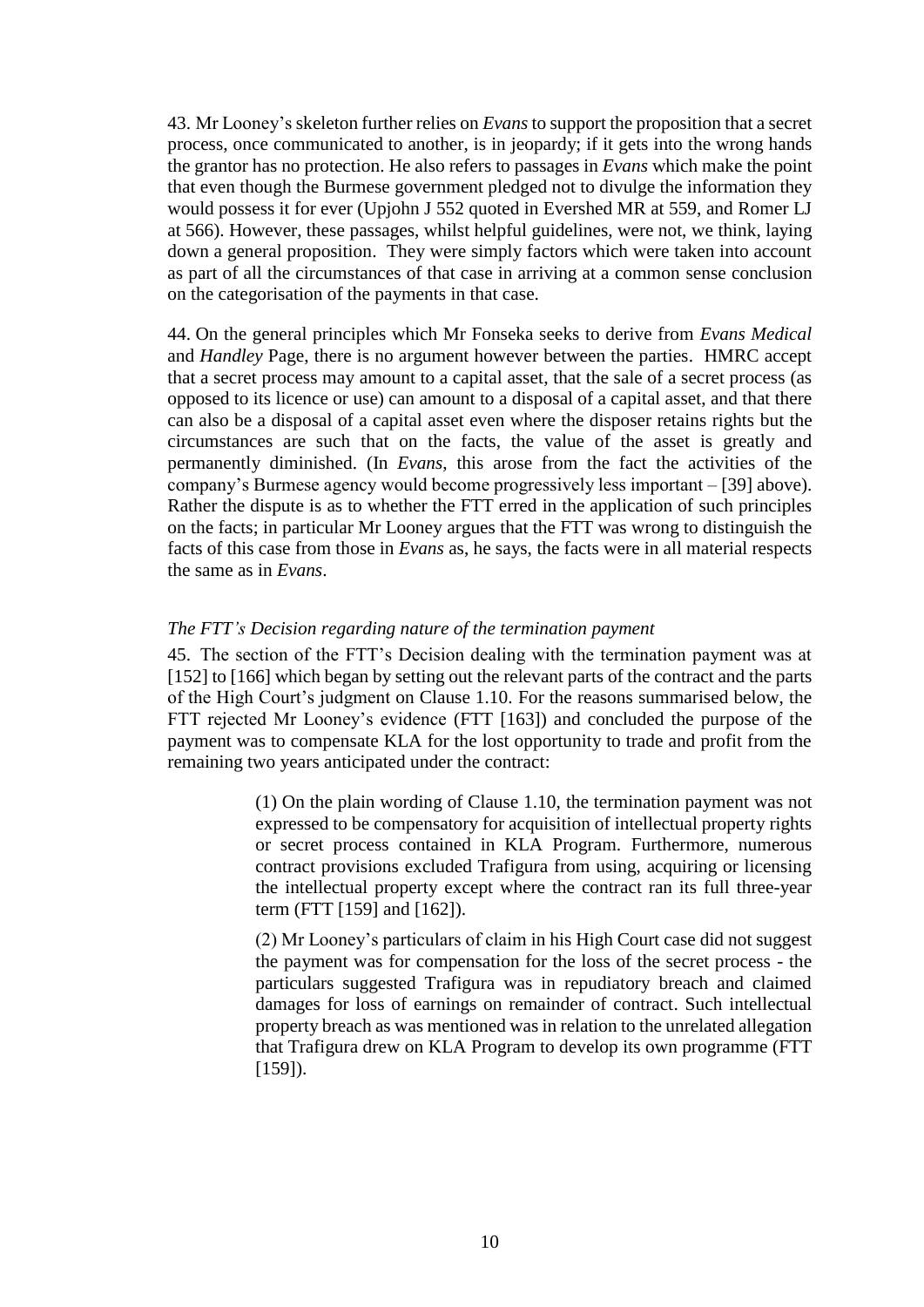43. Mr Looney's skeleton further relies on *Evans* to support the proposition that a secret process, once communicated to another, is in jeopardy; if it gets into the wrong hands the grantor has no protection. He also refers to passages in *Evans* which make the point that even though the Burmese government pledged not to divulge the information they would possess it for ever (Upjohn J 552 quoted in Evershed MR at 559, and Romer LJ at 566). However, these passages, whilst helpful guidelines, were not, we think, laying down a general proposition. They were simply factors which were taken into account as part of all the circumstances of that case in arriving at a common sense conclusion on the categorisation of the payments in that case.

44. On the general principles which Mr Fonseka seeks to derive from *Evans Medical* and *Handley* Page, there is no argument however between the parties. HMRC accept that a secret process may amount to a capital asset, that the sale of a secret process (as opposed to its licence or use) can amount to a disposal of a capital asset, and that there can also be a disposal of a capital asset even where the disposer retains rights but the circumstances are such that on the facts, the value of the asset is greatly and permanently diminished. (In *Evans*, this arose from the fact the activities of the company's Burmese agency would become progressively less important – [39] above). Rather the dispute is as to whether the FTT erred in the application of such principles on the facts; in particular Mr Looney argues that the FTT was wrong to distinguish the facts of this case from those in *Evans* as, he says, the facts were in all material respects the same as in *Evans*.

*The FTT's Decision regarding nature of the termination payment*

45. The section of the FTT's Decision dealing with the termination payment was at [152] to [166] which began by setting out the relevant parts of the contract and the parts of the High Court's judgment on Clause 1.10. For the reasons summarised below, the FTT rejected Mr Looney's evidence (FTT [163]) and concluded the purpose of the payment was to compensate KLA for the lost opportunity to trade and profit from the remaining two years anticipated under the contract:

> (1) On the plain wording of Clause 1.10, the termination payment was not expressed to be compensatory for acquisition of intellectual property rights or secret process contained in KLA Program. Furthermore, numerous contract provisions excluded Trafigura from using, acquiring or licensing the intellectual property except where the contract ran its full three-year term (FTT [159] and [162]).
>
> (2) Mr Looney's particulars of claim in his High Court case did not suggest the payment was for compensation for the loss of the secret process - the particulars suggested Trafigura was in repudiatory breach and claimed damages for loss of earnings on remainder of contract. Such intellectual property breach as was mentioned was in relation to the unrelated allegation that Trafigura drew on KLA Program to develop its own programme (FTT [159]).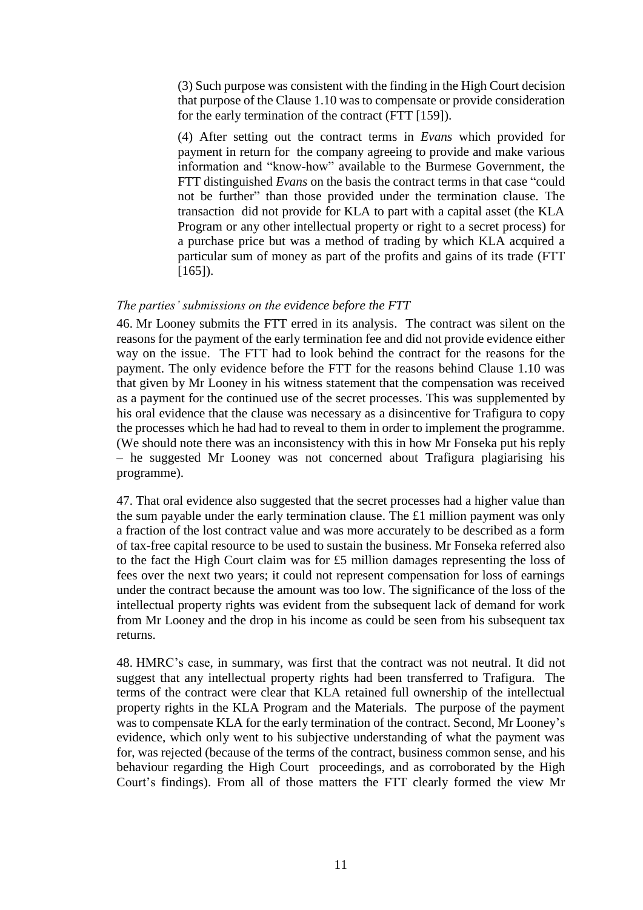(3) Such purpose was consistent with the finding in the High Court decision that purpose of the Clause 1.10 was to compensate or provide consideration for the early termination of the contract (FTT [159]).

(4) After setting out the contract terms in *Evans* which provided for payment in return for the company agreeing to provide and make various information and "know-how" available to the Burmese Government, the FTT distinguished *Evans* on the basis the contract terms in that case "could not be further" than those provided under the termination clause. The transaction did not provide for KLA to part with a capital asset (the KLA Program or any other intellectual property or right to a secret process) for a purchase price but was a method of trading by which KLA acquired a particular sum of money as part of the profits and gains of its trade (FTT [165]).

*The parties' submissions on the evidence before the FTT*

46. Mr Looney submits the FTT erred in its analysis. The contract was silent on the reasons for the payment of the early termination fee and did not provide evidence either way on the issue. The FTT had to look behind the contract for the reasons for the payment. The only evidence before the FTT for the reasons behind Clause 1.10 was that given by Mr Looney in his witness statement that the compensation was received as a payment for the continued use of the secret processes. This was supplemented by his oral evidence that the clause was necessary as a disincentive for Trafigura to copy the processes which he had had to reveal to them in order to implement the programme. (We should note there was an inconsistency with this in how Mr Fonseka put his reply – he suggested Mr Looney was not concerned about Trafigura plagiarising his programme).

47. That oral evidence also suggested that the secret processes had a higher value than the sum payable under the early termination clause. The £1 million payment was only a fraction of the lost contract value and was more accurately to be described as a form of tax-free capital resource to be used to sustain the business. Mr Fonseka referred also to the fact the High Court claim was for £5 million damages representing the loss of fees over the next two years; it could not represent compensation for loss of earnings under the contract because the amount was too low. The significance of the loss of the intellectual property rights was evident from the subsequent lack of demand for work from Mr Looney and the drop in his income as could be seen from his subsequent tax returns.

48. HMRC's case, in summary, was first that the contract was not neutral. It did not suggest that any intellectual property rights had been transferred to Trafigura. The terms of the contract were clear that KLA retained full ownership of the intellectual property rights in the KLA Program and the Materials. The purpose of the payment was to compensate KLA for the early termination of the contract. Second, Mr Looney's evidence, which only went to his subjective understanding of what the payment was for, was rejected (because of the terms of the contract, business common sense, and his behaviour regarding the High Court proceedings, and as corroborated by the High Court's findings). From all of those matters the FTT clearly formed the view Mr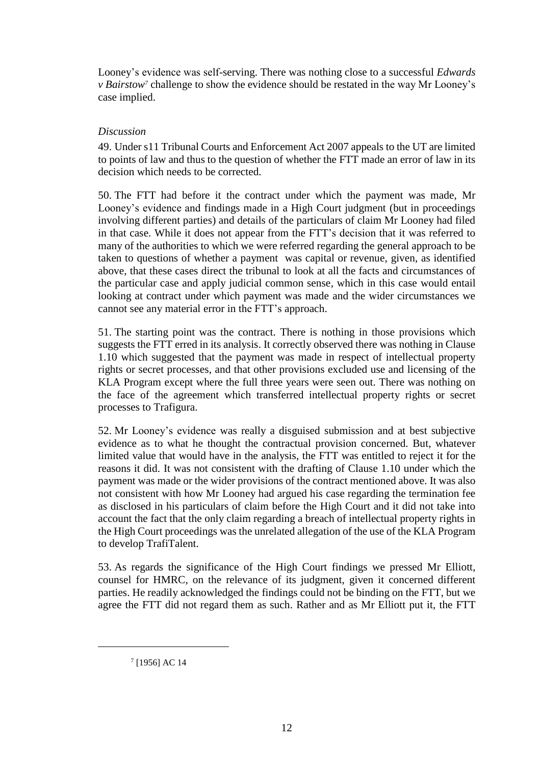Looney's evidence was self-serving. There was nothing close to a successful *Edwards v Bairstow*[7] challenge to show the evidence should be restated in the way Mr Looney's case implied.

*Discussion*

49. Under s11 Tribunal Courts and Enforcement Act 2007 appeals to the UT are limited to points of law and thus to the question of whether the FTT made an error of law in its decision which needs to be corrected.

50. The FTT had before it the contract under which the payment was made, Mr Looney's evidence and findings made in a High Court judgment (but in proceedings involving different parties) and details of the particulars of claim Mr Looney had filed in that case. While it does not appear from the FTT's decision that it was referred to many of the authorities to which we were referred regarding the general approach to be taken to questions of whether a payment was capital or revenue, given, as identified above, that these cases direct the tribunal to look at all the facts and circumstances of the particular case and apply judicial common sense, which in this case would entail looking at contract under which payment was made and the wider circumstances we cannot see any material error in the FTT's approach.

51. The starting point was the contract. There is nothing in those provisions which suggests the FTT erred in its analysis. It correctly observed there was nothing in Clause 1.10 which suggested that the payment was made in respect of intellectual property rights or secret processes, and that other provisions excluded use and licensing of the KLA Program except where the full three years were seen out. There was nothing on the face of the agreement which transferred intellectual property rights or secret processes to Trafigura.

52. Mr Looney's evidence was really a disguised submission and at best subjective evidence as to what he thought the contractual provision concerned. But, whatever limited value that would have in the analysis, the FTT was entitled to reject it for the reasons it did. It was not consistent with the drafting of Clause 1.10 under which the payment was made or the wider provisions of the contract mentioned above. It was also not consistent with how Mr Looney had argued his case regarding the termination fee as disclosed in his particulars of claim before the High Court and it did not take into account the fact that the only claim regarding a breach of intellectual property rights in the High Court proceedings was the unrelated allegation of the use of the KLA Program to develop TrafiTalent.

53. As regards the significance of the High Court findings we pressed Mr Elliott, counsel for HMRC, on the relevance of its judgment, given it concerned different parties. He readily acknowledged the findings could not be binding on the FTT, but we agree the FTT did not regard them as such. Rather and as Mr Elliott put it, the FTT

[7] [1956] AC 14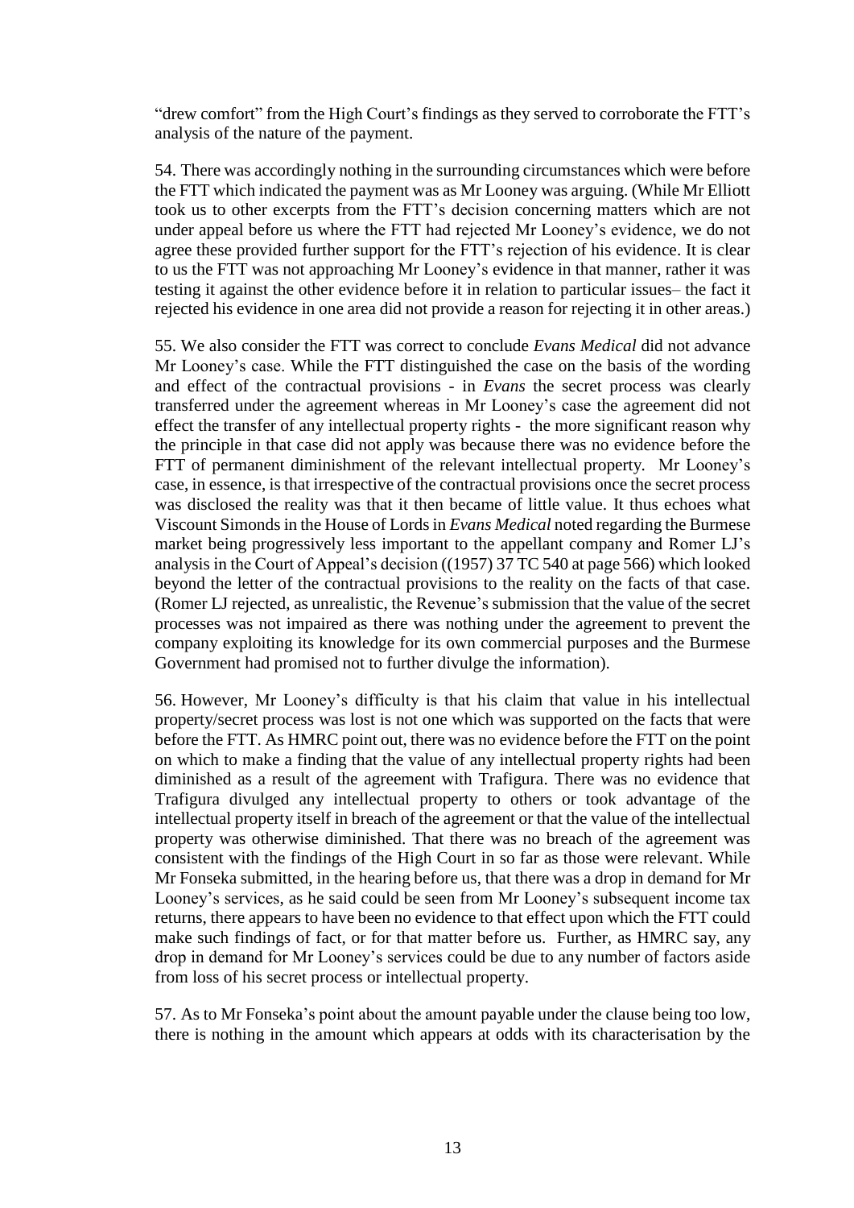"drew comfort" from the High Court's findings as they served to corroborate the FTT's analysis of the nature of the payment.

54. There was accordingly nothing in the surrounding circumstances which were before the FTT which indicated the payment was as Mr Looney was arguing. (While Mr Elliott took us to other excerpts from the FTT's decision concerning matters which are not under appeal before us where the FTT had rejected Mr Looney's evidence, we do not agree these provided further support for the FTT's rejection of his evidence. It is clear to us the FTT was not approaching Mr Looney's evidence in that manner, rather it was testing it against the other evidence before it in relation to particular issues– the fact it rejected his evidence in one area did not provide a reason for rejecting it in other areas.)

55. We also consider the FTT was correct to conclude *Evans Medical* did not advance Mr Looney's case. While the FTT distinguished the case on the basis of the wording and effect of the contractual provisions - in *Evans* the secret process was clearly transferred under the agreement whereas in Mr Looney's case the agreement did not effect the transfer of any intellectual property rights - the more significant reason why the principle in that case did not apply was because there was no evidence before the FTT of permanent diminishment of the relevant intellectual property. Mr Looney's case, in essence, is that irrespective of the contractual provisions once the secret process was disclosed the reality was that it then became of little value. It thus echoes what Viscount Simonds in the House of Lords in *Evans Medical* noted regarding the Burmese market being progressively less important to the appellant company and Romer LJ's analysis in the Court of Appeal's decision ((1957) 37 TC 540 at page 566) which looked beyond the letter of the contractual provisions to the reality on the facts of that case. (Romer LJ rejected, as unrealistic, the Revenue's submission that the value of the secret processes was not impaired as there was nothing under the agreement to prevent the company exploiting its knowledge for its own commercial purposes and the Burmese Government had promised not to further divulge the information).

56. However, Mr Looney's difficulty is that his claim that value in his intellectual property/secret process was lost is not one which was supported on the facts that were before the FTT. As HMRC point out, there was no evidence before the FTT on the point on which to make a finding that the value of any intellectual property rights had been diminished as a result of the agreement with Trafigura. There was no evidence that Trafigura divulged any intellectual property to others or took advantage of the intellectual property itself in breach of the agreement or that the value of the intellectual property was otherwise diminished. That there was no breach of the agreement was consistent with the findings of the High Court in so far as those were relevant. While Mr Fonseka submitted, in the hearing before us, that there was a drop in demand for Mr Looney's services, as he said could be seen from Mr Looney's subsequent income tax returns, there appears to have been no evidence to that effect upon which the FTT could make such findings of fact, or for that matter before us. Further, as HMRC say, any drop in demand for Mr Looney's services could be due to any number of factors aside from loss of his secret process or intellectual property.

57. As to Mr Fonseka's point about the amount payable under the clause being too low, there is nothing in the amount which appears at odds with its characterisation by the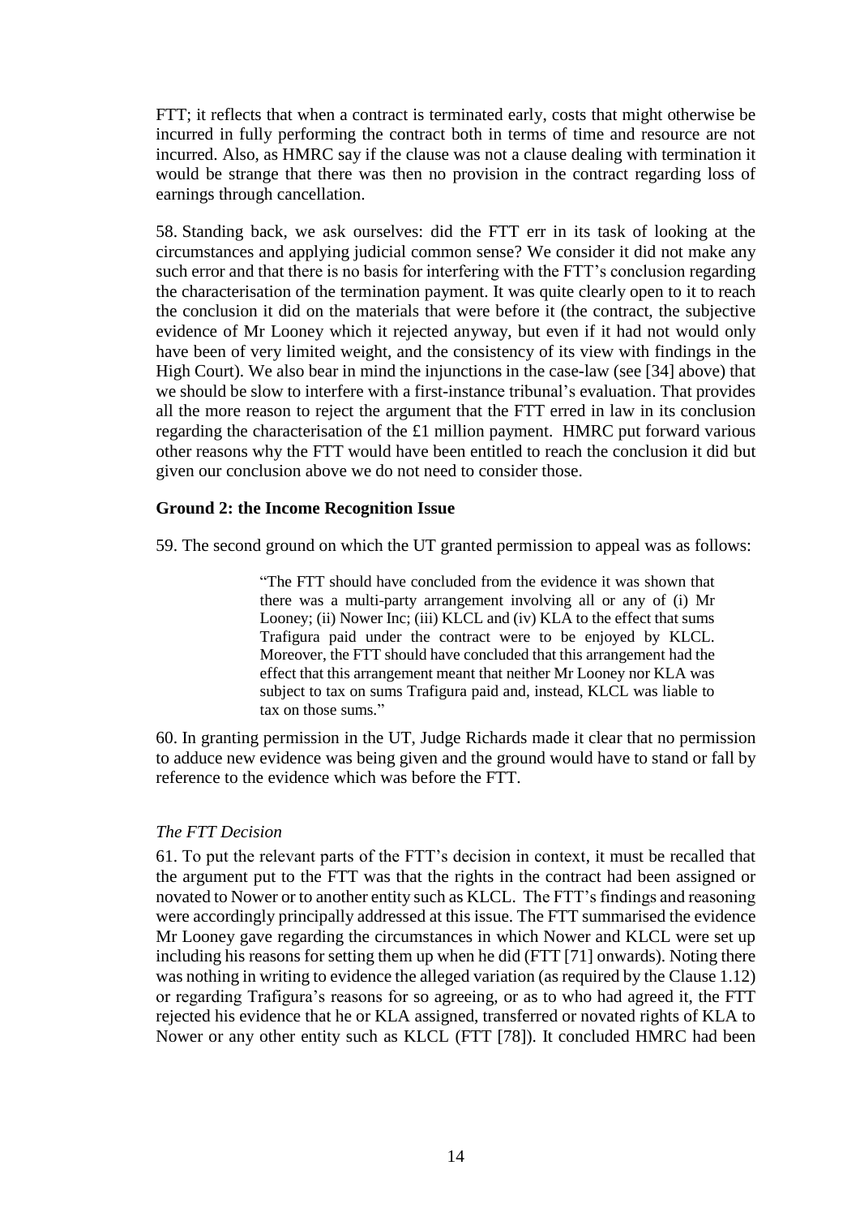FTT; it reflects that when a contract is terminated early, costs that might otherwise be incurred in fully performing the contract both in terms of time and resource are not incurred. Also, as HMRC say if the clause was not a clause dealing with termination it would be strange that there was then no provision in the contract regarding loss of earnings through cancellation.

58. Standing back, we ask ourselves: did the FTT err in its task of looking at the circumstances and applying judicial common sense? We consider it did not make any such error and that there is no basis for interfering with the FTT's conclusion regarding the characterisation of the termination payment. It was quite clearly open to it to reach the conclusion it did on the materials that were before it (the contract, the subjective evidence of Mr Looney which it rejected anyway, but even if it had not would only have been of very limited weight, and the consistency of its view with findings in the High Court). We also bear in mind the injunctions in the case-law (see [34] above) that we should be slow to interfere with a first-instance tribunal's evaluation. That provides all the more reason to reject the argument that the FTT erred in law in its conclusion regarding the characterisation of the £1 million payment. HMRC put forward various other reasons why the FTT would have been entitled to reach the conclusion it did but given our conclusion above we do not need to consider those.

**Ground 2: the Income Recognition Issue**

59. The second ground on which the UT granted permission to appeal was as follows:

> "The FTT should have concluded from the evidence it was shown that there was a multi-party arrangement involving all or any of (i) Mr Looney; (ii) Nower Inc; (iii) KLCL and (iv) KLA to the effect that sums Trafigura paid under the contract were to be enjoyed by KLCL. Moreover, the FTT should have concluded that this arrangement had the effect that this arrangement meant that neither Mr Looney nor KLA was subject to tax on sums Trafigura paid and, instead, KLCL was liable to tax on those sums."

60. In granting permission in the UT, Judge Richards made it clear that no permission to adduce new evidence was being given and the ground would have to stand or fall by reference to the evidence which was before the FTT.

*The FTT Decision*

61. To put the relevant parts of the FTT's decision in context, it must be recalled that the argument put to the FTT was that the rights in the contract had been assigned or novated to Nower or to another entity such as KLCL. The FTT's findings and reasoning were accordingly principally addressed at this issue. The FTT summarised the evidence Mr Looney gave regarding the circumstances in which Nower and KLCL were set up including his reasons for setting them up when he did (FTT [71] onwards). Noting there was nothing in writing to evidence the alleged variation (as required by the Clause 1.12) or regarding Trafigura's reasons for so agreeing, or as to who had agreed it, the FTT rejected his evidence that he or KLA assigned, transferred or novated rights of KLA to Nower or any other entity such as KLCL (FTT [78]). It concluded HMRC had been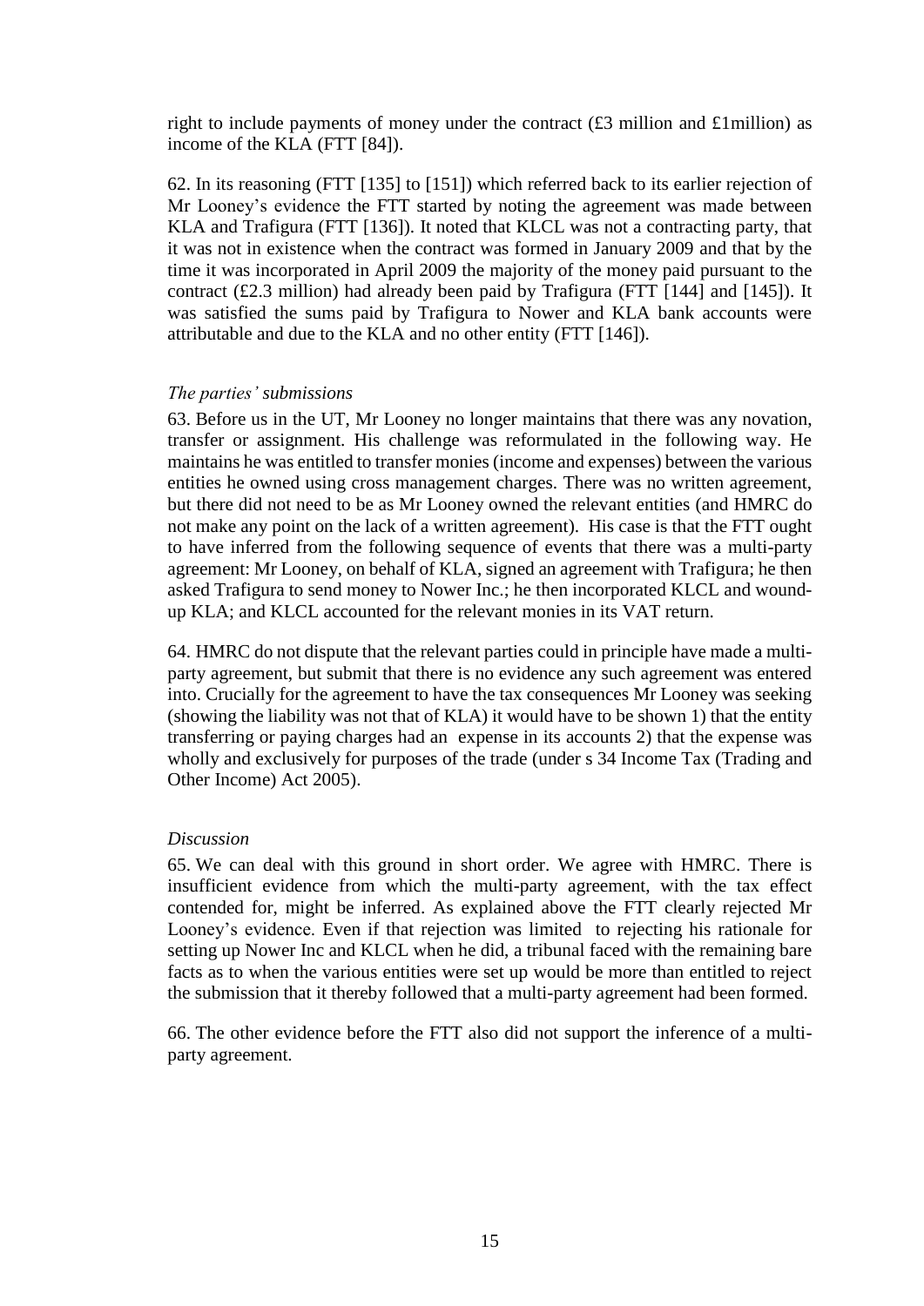right to include payments of money under the contract (£3 million and £1million) as income of the KLA (FTT [84]).

62. In its reasoning (FTT [135] to [151]) which referred back to its earlier rejection of Mr Looney's evidence the FTT started by noting the agreement was made between KLA and Trafigura (FTT [136]). It noted that KLCL was not a contracting party, that it was not in existence when the contract was formed in January 2009 and that by the time it was incorporated in April 2009 the majority of the money paid pursuant to the contract (£2.3 million) had already been paid by Trafigura (FTT [144] and [145]). It was satisfied the sums paid by Trafigura to Nower and KLA bank accounts were attributable and due to the KLA and no other entity (FTT [146]).

*The parties' submissions*

63. Before us in the UT, Mr Looney no longer maintains that there was any novation, transfer or assignment. His challenge was reformulated in the following way. He maintains he was entitled to transfer monies (income and expenses) between the various entities he owned using cross management charges. There was no written agreement, but there did not need to be as Mr Looney owned the relevant entities (and HMRC do not make any point on the lack of a written agreement). His case is that the FTT ought to have inferred from the following sequence of events that there was a multi-party agreement: Mr Looney, on behalf of KLA, signed an agreement with Trafigura; he then asked Trafigura to send money to Nower Inc.; he then incorporated KLCL and wound-up KLA; and KLCL accounted for the relevant monies in its VAT return.

64. HMRC do not dispute that the relevant parties could in principle have made a multi-party agreement, but submit that there is no evidence any such agreement was entered into. Crucially for the agreement to have the tax consequences Mr Looney was seeking (showing the liability was not that of KLA) it would have to be shown 1) that the entity transferring or paying charges had an expense in its accounts 2) that the expense was wholly and exclusively for purposes of the trade (under s 34 Income Tax (Trading and Other Income) Act 2005).

*Discussion*

65. We can deal with this ground in short order. We agree with HMRC. There is insufficient evidence from which the multi-party agreement, with the tax effect contended for, might be inferred. As explained above the FTT clearly rejected Mr Looney's evidence. Even if that rejection was limited to rejecting his rationale for setting up Nower Inc and KLCL when he did, a tribunal faced with the remaining bare facts as to when the various entities were set up would be more than entitled to reject the submission that it thereby followed that a multi-party agreement had been formed.

66. The other evidence before the FTT also did not support the inference of a multi-party agreement.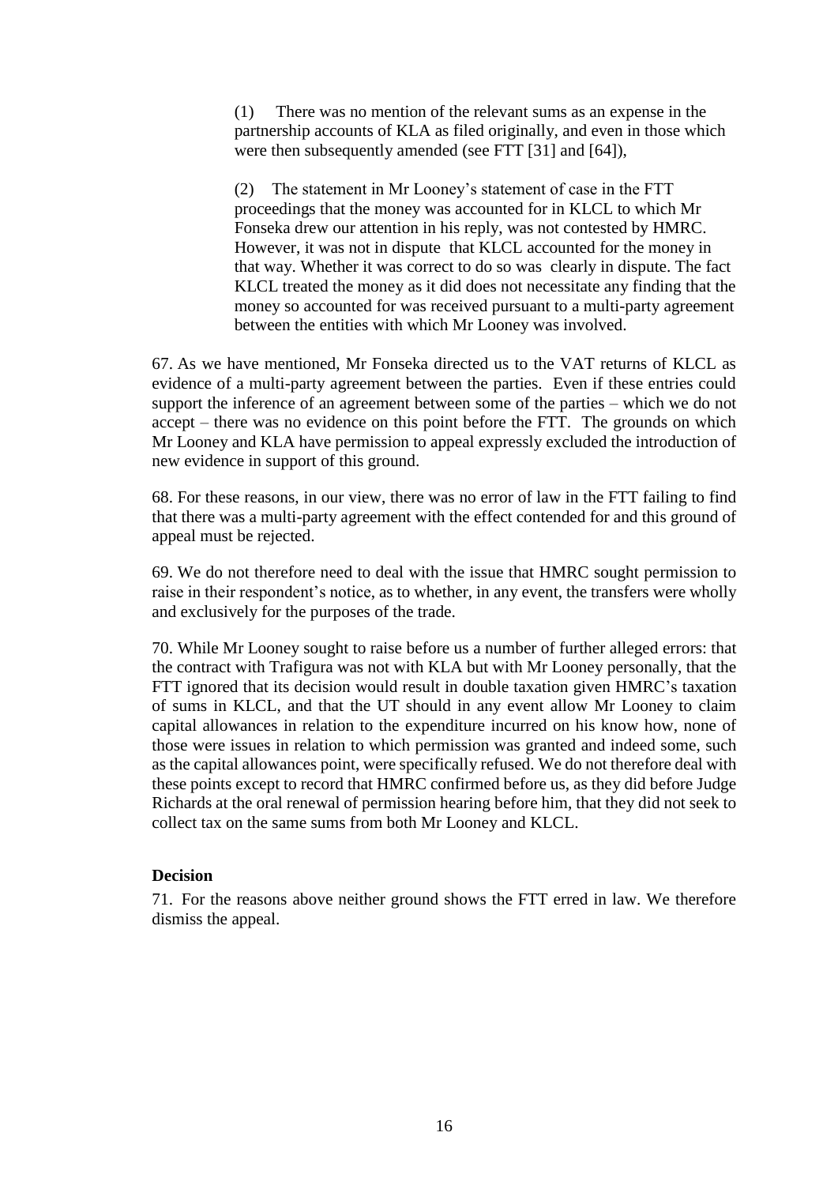(1) There was no mention of the relevant sums as an expense in the partnership accounts of KLA as filed originally, and even in those which were then subsequently amended (see FTT [31] and [64]),

(2) The statement in Mr Looney's statement of case in the FTT proceedings that the money was accounted for in KLCL to which Mr Fonseka drew our attention in his reply, was not contested by HMRC. However, it was not in dispute that KLCL accounted for the money in that way. Whether it was correct to do so was clearly in dispute. The fact KLCL treated the money as it did does not necessitate any finding that the money so accounted for was received pursuant to a multi-party agreement between the entities with which Mr Looney was involved.

67. As we have mentioned, Mr Fonseka directed us to the VAT returns of KLCL as evidence of a multi-party agreement between the parties. Even if these entries could support the inference of an agreement between some of the parties – which we do not accept – there was no evidence on this point before the FTT. The grounds on which Mr Looney and KLA have permission to appeal expressly excluded the introduction of new evidence in support of this ground.

68. For these reasons, in our view, there was no error of law in the FTT failing to find that there was a multi-party agreement with the effect contended for and this ground of appeal must be rejected.

69. We do not therefore need to deal with the issue that HMRC sought permission to raise in their respondent's notice, as to whether, in any event, the transfers were wholly and exclusively for the purposes of the trade.

70. While Mr Looney sought to raise before us a number of further alleged errors: that the contract with Trafigura was not with KLA but with Mr Looney personally, that the FTT ignored that its decision would result in double taxation given HMRC's taxation of sums in KLCL, and that the UT should in any event allow Mr Looney to claim capital allowances in relation to the expenditure incurred on his know how, none of those were issues in relation to which permission was granted and indeed some, such as the capital allowances point, were specifically refused. We do not therefore deal with these points except to record that HMRC confirmed before us, as they did before Judge Richards at the oral renewal of permission hearing before him, that they did not seek to collect tax on the same sums from both Mr Looney and KLCL.

**Decision**

71. For the reasons above neither ground shows the FTT erred in law. We therefore dismiss the appeal.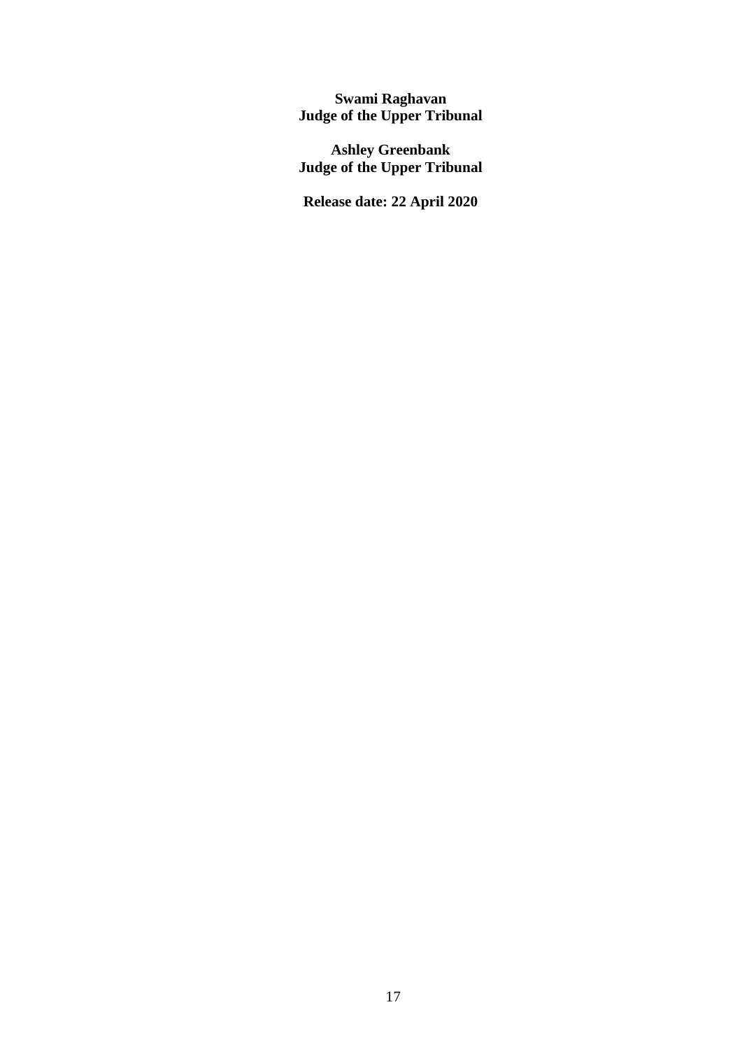**Swami Raghavan**
**Judge of the Upper Tribunal**

**Ashley Greenbank**
**Judge of the Upper Tribunal**

**Release date: 22 April 2020**